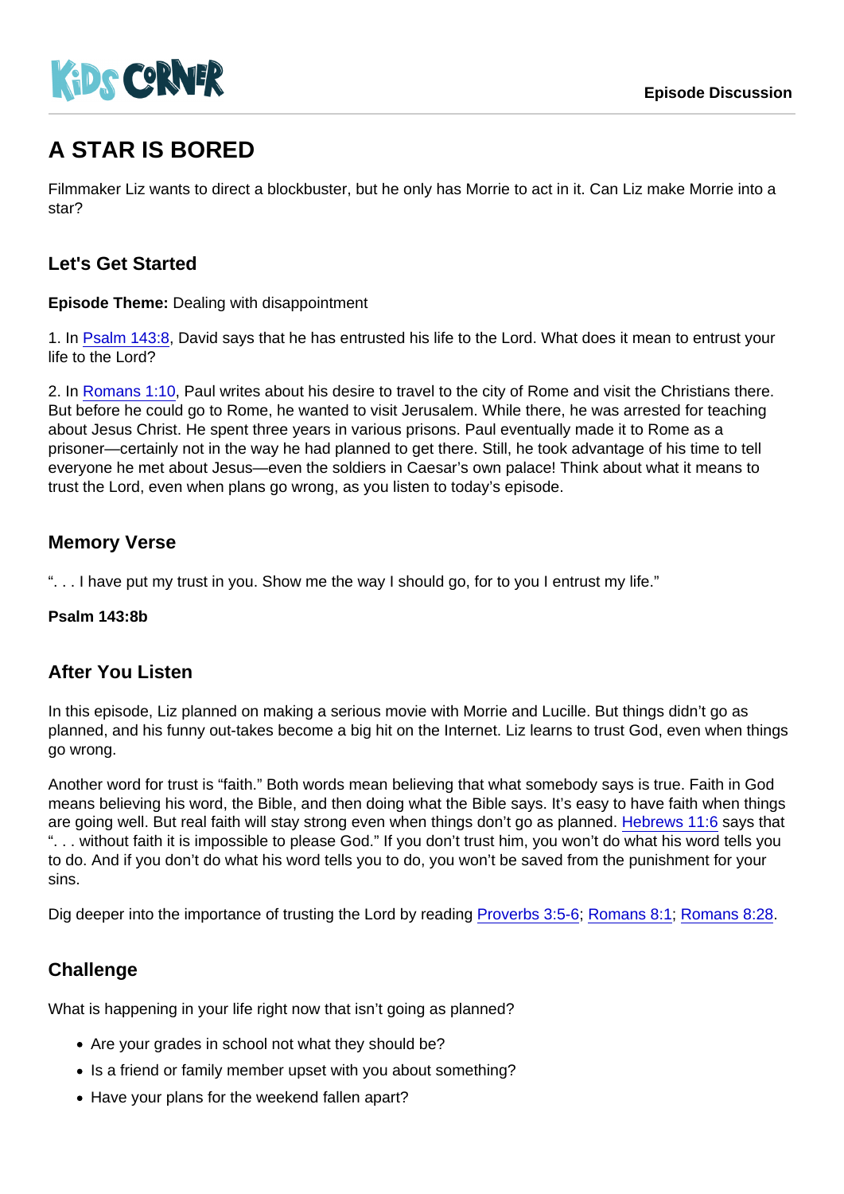KIDS CORNER

Episode Discussion

# A STAR IS BORED

Filmmaker Liz wants to direct a blockbuster, but he only has Morrie to act in it. Can Liz make Morrie into a star?

## Let's Get Started

**Episode Theme:** Dealing with disappointment

1. In Psalm 143:8, David says that he has entrusted his life to the Lord. What does it mean to entrust your life to the Lord?

2. In Romans 1:10, Paul writes about his desire to travel to the city of Rome and visit the Christians there. But before he could go to Rome, he wanted to visit Jerusalem. While there, he was arrested for teaching about Jesus Christ. He spent three years in various prisons. Paul eventually made it to Rome as a prisoner—certainly not in the way he had planned to get there. Still, he took advantage of his time to tell everyone he met about Jesus—even the soldiers in Caesar's own palace! Think about what it means to trust the Lord, even when plans go wrong, as you listen to today's episode.

## Memory Verse

". . . I have put my trust in you. Show me the way I should go, for to you I entrust my life."

**Psalm 143:8b**

## After You Listen

In this episode, Liz planned on making a serious movie with Morrie and Lucille. But things didn't go as planned, and his funny out-takes become a big hit on the Internet. Liz learns to trust God, even when things go wrong.

Another word for trust is "faith." Both words mean believing that what somebody says is true. Faith in God means believing his word, the Bible, and then doing what the Bible says. It's easy to have faith when things are going well. But real faith will stay strong even when things don't go as planned. Hebrews 11:6 says that ". . . without faith it is impossible to please God." If you don't trust him, you won't do what his word tells you to do. And if you don't do what his word tells you to do, you won't be saved from the punishment for your sins.

Dig deeper into the importance of trusting the Lord by reading Proverbs 3:5-6; Romans 8:1; Romans 8:28.

## Challenge

What is happening in your life right now that isn't going as planned?

- Are your grades in school not what they should be?
- Is a friend or family member upset with you about something?
- Have your plans for the weekend fallen apart?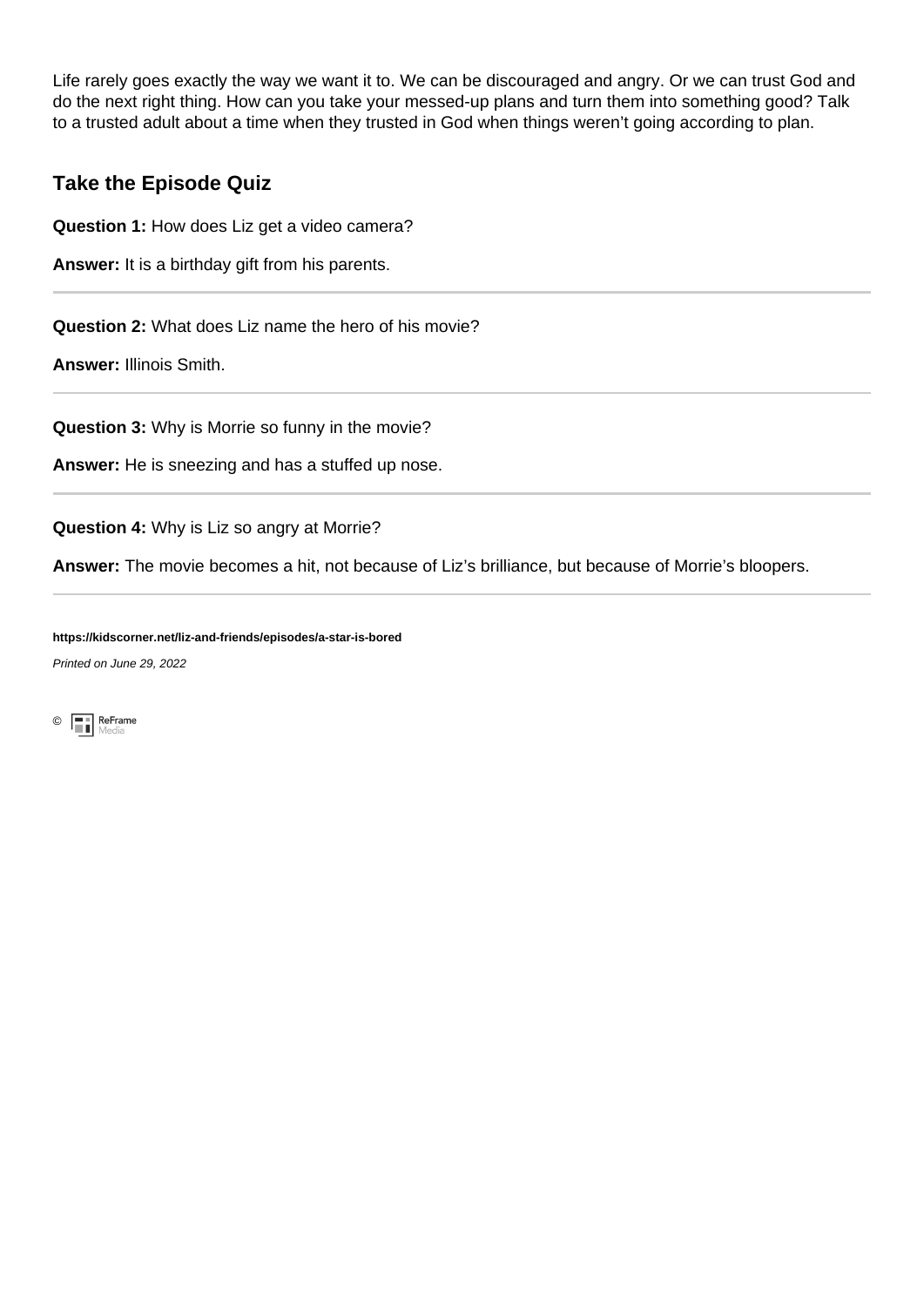Life rarely goes exactly the way we want it to. We can be discouraged and angry. Or we can trust God and do the next right thing. How can you take your messed-up plans and turn them into something good? Talk to a trusted adult about a time when they trusted in God when things weren't going according to plan.

## Take the Episode Quiz

**Question 1:** How does Liz get a video camera?

**Answer:** It is a birthday gift from his parents.

---

**Question 2:** What does Liz name the hero of his movie?

**Answer:** Illinois Smith.

---

**Question 3:** Why is Morrie so funny in the movie?

**Answer:** He is sneezing and has a stuffed up nose.

---

**Question 4:** Why is Liz so angry at Morrie?

**Answer:** The movie becomes a hit, not because of Liz's brilliance, but because of Morrie's bloopers.

---

**https://kidscorner.net/liz-and-friends/episodes/a-star-is-bored**

*Printed on June 29, 2022*

© ReFrame Media